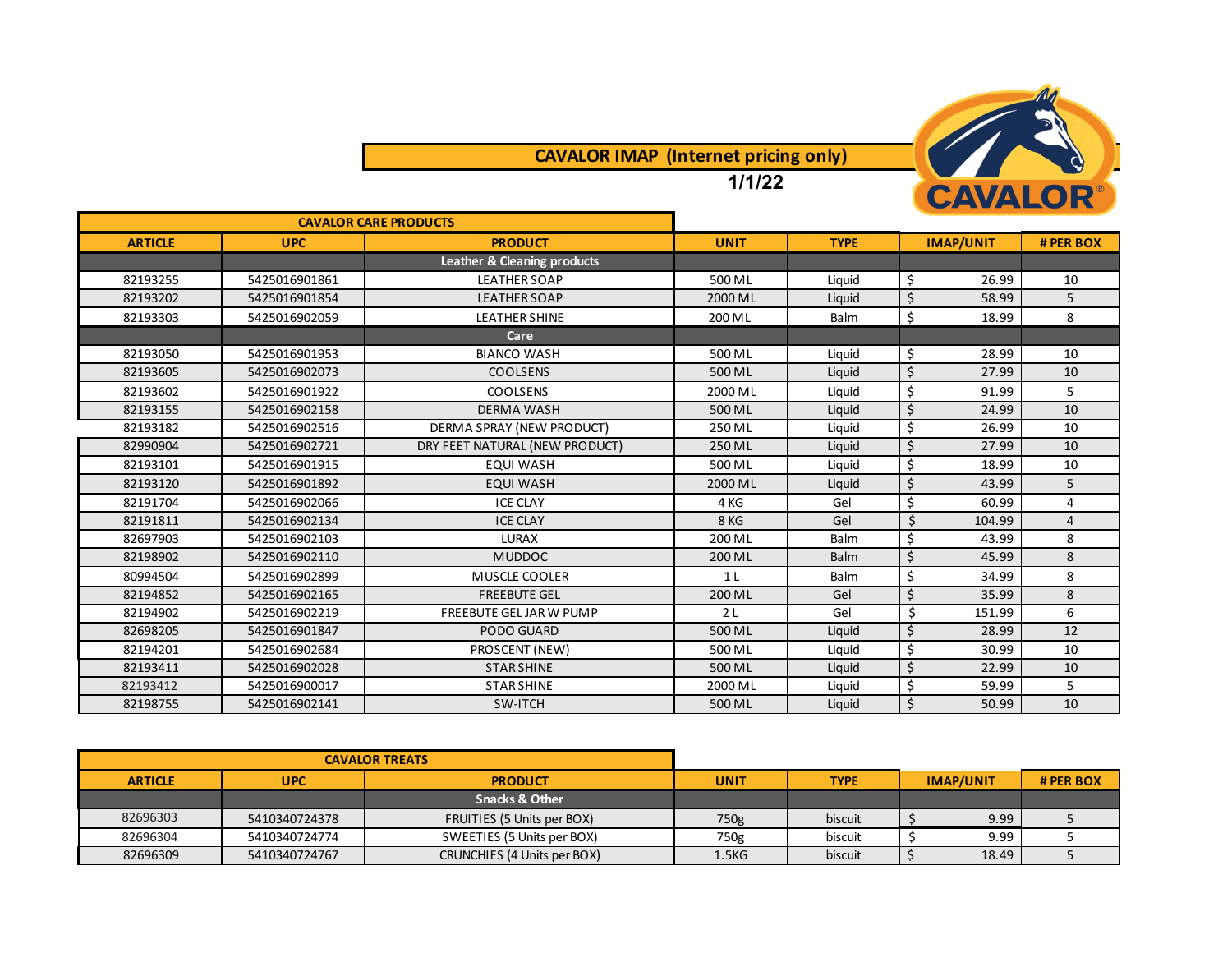# CAVALOR IMAP (Internet pricing only)

**1/1/22**

CAVALOR

## CAVALOR CARE PRODUCTS

| ARTICLE | UPC | PRODUCT | UNIT | TYPE | IMAP/UNIT | # PER BOX |
|---|---|---|---|---|---|---|
| | | **Leather & Cleaning products** | | | | |
| 82193255 | 5425016901861 | LEATHER SOAP | 500 ML | Liquid | $ 26.99 | 10 |
| 82193202 | 5425016901854 | LEATHER SOAP | 2000 ML | Liquid | $ 58.99 | 5 |
| 82193303 | 5425016902059 | LEATHER SHINE | 200 ML | Balm | $ 18.99 | 8 |
| | | **Care** | | | | |
| 82193050 | 5425016901953 | BIANCO WASH | 500 ML | Liquid | $ 28.99 | 10 |
| 82193605 | 5425016902073 | COOLSENS | 500 ML | Liquid | $ 27.99 | 10 |
| 82193602 | 5425016901922 | COOLSENS | 2000 ML | Liquid | $ 91.99 | 5 |
| 82193155 | 5425016902158 | DERMA WASH | 500 ML | Liquid | $ 24.99 | 10 |
| 82193182 | 5425016902516 | DERMA SPRAY (NEW PRODUCT) | 250 ML | Liquid | $ 26.99 | 10 |
| 82990904 | 5425016902721 | DRY FEET NATURAL (NEW PRODUCT) | 250 ML | Liquid | $ 27.99 | 10 |
| 82193101 | 5425016901915 | EQUI WASH | 500 ML | Liquid | $ 18.99 | 10 |
| 82193120 | 5425016901892 | EQUI WASH | 2000 ML | Liquid | $ 43.99 | 5 |
| 82191704 | 5425016902066 | ICE CLAY | 4 KG | Gel | $ 60.99 | 4 |
| 82191811 | 5425016902134 | ICE CLAY | 8 KG | Gel | $ 104.99 | 4 |
| 82697903 | 5425016902103 | LURAX | 200 ML | Balm | $ 43.99 | 8 |
| 82198902 | 5425016902110 | MUDDOC | 200 ML | Balm | $ 45.99 | 8 |
| 80994504 | 5425016902899 | MUSCLE COOLER | 1 L | Balm | $ 34.99 | 8 |
| 82194852 | 5425016902165 | FREEBUTE GEL | 200 ML | Gel | $ 35.99 | 8 |
| 82194902 | 5425016902219 | FREEBUTE GEL JAR W PUMP | 2 L | Gel | $ 151.99 | 6 |
| 82698205 | 5425016901847 | PODO GUARD | 500 ML | Liquid | $ 28.99 | 12 |
| 82194201 | 5425016902684 | PROSCENT (NEW) | 500 ML | Liquid | $ 30.99 | 10 |
| 82193411 | 5425016902028 | STAR SHINE | 500 ML | Liquid | $ 22.99 | 10 |
| 82193412 | 5425016900017 | STAR SHINE | 2000 ML | Liquid | $ 59.99 | 5 |
| 82198755 | 5425016902141 | SW-ITCH | 500 ML | Liquid | $ 50.99 | 10 |

## CAVALOR TREATS

| ARTICLE | UPC | PRODUCT | UNIT | TYPE | IMAP/UNIT | # PER BOX |
|---|---|---|---|---|---|---|
| | | **Snacks & Other** | | | | |
| 82696303 | 5410340724378 | FRUITIES (5 Units per BOX) | 750g | biscuit | $ 9.99 | 5 |
| 82696304 | 5410340724774 | SWEETIES (5 Units per BOX) | 750g | biscuit | $ 9.99 | 5 |
| 82696309 | 5410340724767 | CRUNCHIES (4 Units per BOX) | 1.5KG | biscuit | $ 18.49 | 5 |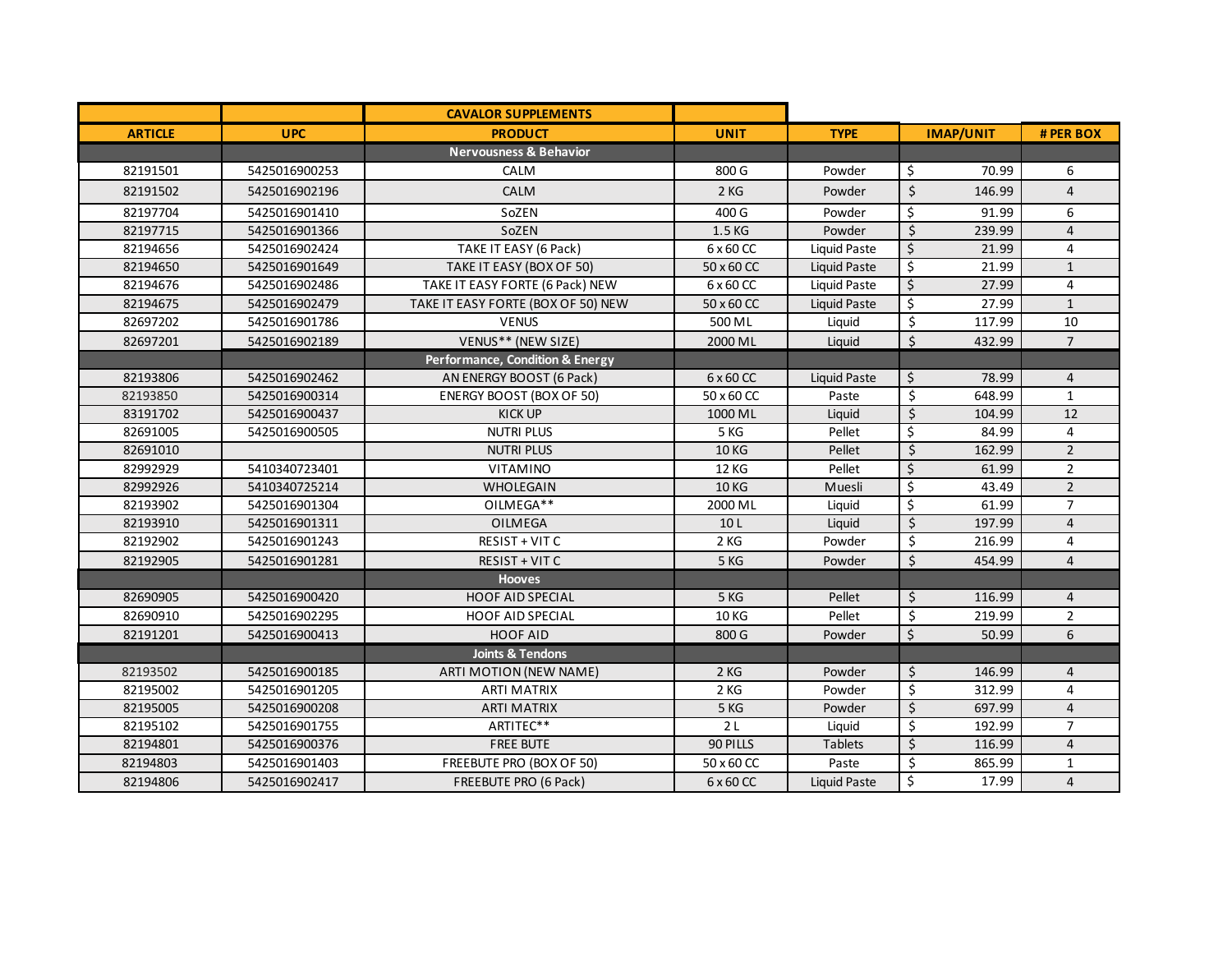| | | CAVALOR SUPPLEMENTS | | | | |
|---|---|---|---|---|---|---|
| **ARTICLE** | **UPC** | **PRODUCT** | **UNIT** | **TYPE** | **IMAP/UNIT** | **# PER BOX** |
| | | **Nervousness & Behavior** | | | | |
| 82191501 | 5425016900253 | CALM | 800 G | Powder | $ 70.99 | 6 |
| 82191502 | 5425016902196 | CALM | 2 KG | Powder | $ 146.99 | 4 |
| 82197704 | 5425016901410 | SoZEN | 400 G | Powder | $ 91.99 | 6 |
| 82197715 | 5425016901366 | SoZEN | 1.5 KG | Powder | $ 239.99 | 4 |
| 82194656 | 5425016902424 | TAKE IT EASY (6 Pack) | 6 x 60 CC | Liquid Paste | $ 21.99 | 4 |
| 82194650 | 5425016901649 | TAKE IT EASY (BOX OF 50) | 50 x 60 CC | Liquid Paste | $ 21.99 | 1 |
| 82194676 | 5425016902486 | TAKE IT EASY FORTE (6 Pack) NEW | 6 x 60 CC | Liquid Paste | $ 27.99 | 4 |
| 82194675 | 5425016902479 | TAKE IT EASY FORTE (BOX OF 50) NEW | 50 x 60 CC | Liquid Paste | $ 27.99 | 1 |
| 82697202 | 5425016901786 | VENUS | 500 ML | Liquid | $ 117.99 | 10 |
| 82697201 | 5425016902189 | VENUS** (NEW SIZE) | 2000 ML | Liquid | $ 432.99 | 7 |
| | | **Performance, Condition & Energy** | | | | |
| 82193806 | 5425016902462 | AN ENERGY BOOST (6 Pack) | 6 x 60 CC | Liquid Paste | $ 78.99 | 4 |
| 82193850 | 5425016900314 | ENERGY BOOST (BOX OF 50) | 50 x 60 CC | Paste | $ 648.99 | 1 |
| 83191702 | 5425016900437 | KICK UP | 1000 ML | Liquid | $ 104.99 | 12 |
| 82691005 | 5425016900505 | NUTRI PLUS | 5 KG | Pellet | $ 84.99 | 4 |
| 82691010 | | NUTRI PLUS | 10 KG | Pellet | $ 162.99 | 2 |
| 82992929 | 5410340723401 | VITAMINO | 12 KG | Pellet | $ 61.99 | 2 |
| 82992926 | 5410340725214 | WHOLEGAIN | 10 KG | Muesli | $ 43.49 | 2 |
| 82193902 | 5425016901304 | OILMEGA** | 2000 ML | Liquid | $ 61.99 | 7 |
| 82193910 | 5425016901311 | OILMEGA | 10 L | Liquid | $ 197.99 | 4 |
| 82192902 | 5425016901243 | RESIST + VIT C | 2 KG | Powder | $ 216.99 | 4 |
| 82192905 | 5425016901281 | RESIST + VIT C | 5 KG | Powder | $ 454.99 | 4 |
| | | **Hooves** | | | | |
| 82690905 | 5425016900420 | HOOF AID SPECIAL | 5 KG | Pellet | $ 116.99 | 4 |
| 82690910 | 5425016902295 | HOOF AID SPECIAL | 10 KG | Pellet | $ 219.99 | 2 |
| 82191201 | 5425016900413 | HOOF AID | 800 G | Powder | $ 50.99 | 6 |
| | | **Joints & Tendons** | | | | |
| 82193502 | 5425016900185 | ARTI MOTION (NEW NAME) | 2 KG | Powder | $ 146.99 | 4 |
| 82195002 | 5425016901205 | ARTI MATRIX | 2 KG | Powder | $ 312.99 | 4 |
| 82195005 | 5425016900208 | ARTI MATRIX | 5 KG | Powder | $ 697.99 | 4 |
| 82195102 | 5425016901755 | ARTITEC** | 2 L | Liquid | $ 192.99 | 7 |
| 82194801 | 5425016900376 | FREE BUTE | 90 PILLS | Tablets | $ 116.99 | 4 |
| 82194803 | 5425016901403 | FREEBUTE PRO (BOX OF 50) | 50 x 60 CC | Paste | $ 865.99 | 1 |
| 82194806 | 5425016902417 | FREEBUTE PRO (6 Pack) | 6 x 60 CC | Liquid Paste | $ 17.99 | 4 |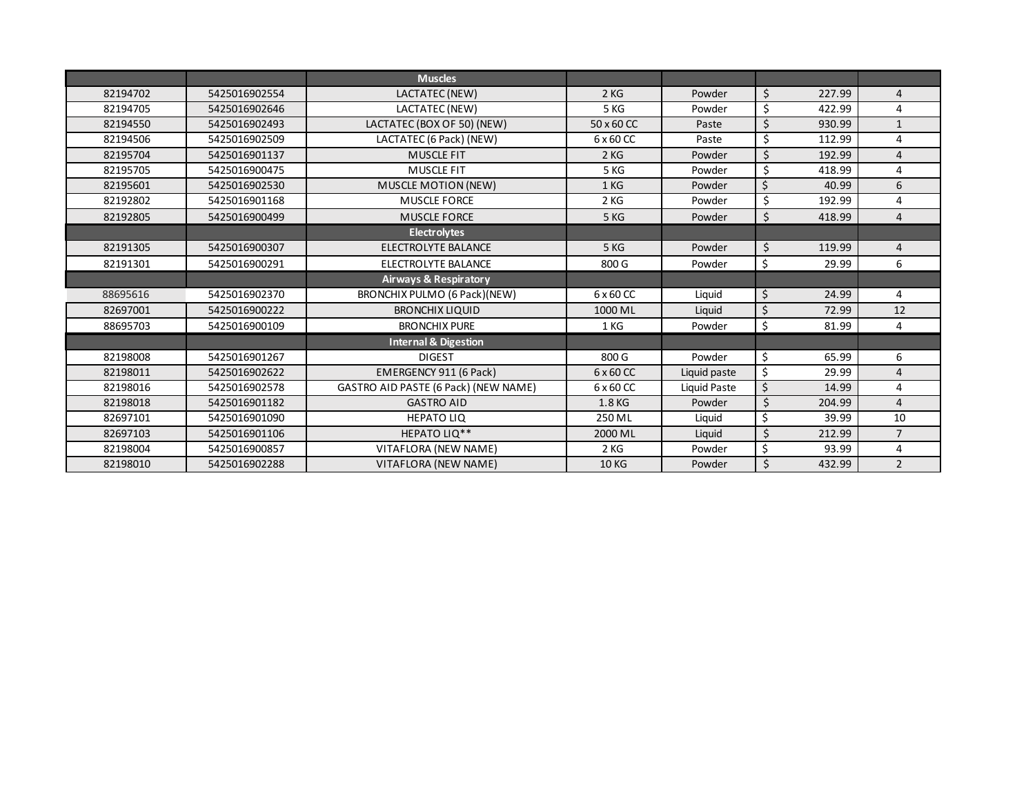| | | Muscles | | | | |
|---|---|---|---|---|---|---|
| 82194702 | 5425016902554 | LACTATEC (NEW) | 2 KG | Powder | $ 227.99 | 4 |
| 82194705 | 5425016902646 | LACTATEC (NEW) | 5 KG | Powder | $ 422.99 | 4 |
| 82194550 | 5425016902493 | LACTATEC (BOX OF 50) (NEW) | 50 x 60 CC | Paste | $ 930.99 | 1 |
| 82194506 | 5425016902509 | LACTATEC (6 Pack) (NEW) | 6 x 60 CC | Paste | $ 112.99 | 4 |
| 82195704 | 5425016901137 | MUSCLE FIT | 2 KG | Powder | $ 192.99 | 4 |
| 82195705 | 5425016900475 | MUSCLE FIT | 5 KG | Powder | $ 418.99 | 4 |
| 82195601 | 5425016902530 | MUSCLE MOTION (NEW) | 1 KG | Powder | $ 40.99 | 6 |
| 82192802 | 5425016901168 | MUSCLE FORCE | 2 KG | Powder | $ 192.99 | 4 |
| 82192805 | 5425016900499 | MUSCLE FORCE | 5 KG | Powder | $ 418.99 | 4 |
| | | **Electrolytes** | | | | |
| 82191305 | 5425016900307 | ELECTROLYTE BALANCE | 5 KG | Powder | $ 119.99 | 4 |
| 82191301 | 5425016900291 | ELECTROLYTE BALANCE | 800 G | Powder | $ 29.99 | 6 |
| | | **Airways & Respiratory** | | | | |
| 88695616 | 5425016902370 | BRONCHIX PULMO (6 Pack)(NEW) | 6 x 60 CC | Liquid | $ 24.99 | 4 |
| 82697001 | 5425016900222 | BRONCHIX LIQUID | 1000 ML | Liquid | $ 72.99 | 12 |
| 88695703 | 5425016900109 | BRONCHIX PURE | 1 KG | Powder | $ 81.99 | 4 |
| | | **Internal & Digestion** | | | | |
| 82198008 | 5425016901267 | DIGEST | 800 G | Powder | $ 65.99 | 6 |
| 82198011 | 5425016902622 | EMERGENCY 911 (6 Pack) | 6 x 60 CC | Liquid paste | $ 29.99 | 4 |
| 82198016 | 5425016902578 | GASTRO AID PASTE (6 Pack) (NEW NAME) | 6 x 60 CC | Liquid Paste | $ 14.99 | 4 |
| 82198018 | 5425016901182 | GASTRO AID | 1.8 KG | Powder | $ 204.99 | 4 |
| 82697101 | 5425016901090 | HEPATO LIQ | 250 ML | Liquid | $ 39.99 | 10 |
| 82697103 | 5425016901106 | HEPATO LIQ** | 2000 ML | Liquid | $ 212.99 | 7 |
| 82198004 | 5425016900857 | VITAFLORA (NEW NAME) | 2 KG | Powder | $ 93.99 | 4 |
| 82198010 | 5425016902288 | VITAFLORA (NEW NAME) | 10 KG | Powder | $ 432.99 | 2 |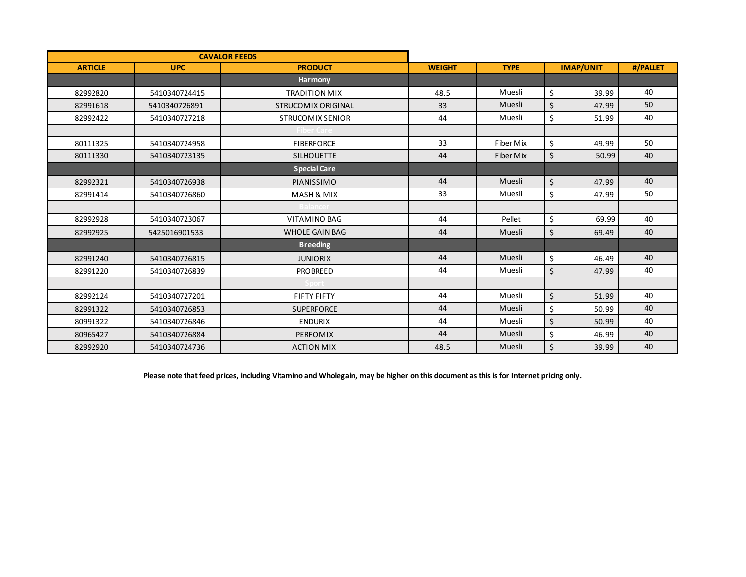| CAVALOR FEEDS | | | | | | |
|---|---|---|---|---|---|---|
| ARTICLE | UPC | PRODUCT | WEIGHT | TYPE | IMAP/UNIT | #/PALLET |
| | | Harmony | | | | |
| 82992820 | 5410340724415 | TRADITION MIX | 48.5 | Muesli | $ 39.99 | 40 |
| 82991618 | 5410340726891 | STRUCOMIX ORIGINAL | 33 | Muesli | $ 47.99 | 50 |
| 82992422 | 5410340727218 | STRUCOMIX SENIOR | 44 | Muesli | $ 51.99 | 40 |
| | | Fiber Care | | | | |
| 80111325 | 5410340724958 | FIBERFORCE | 33 | Fiber Mix | $ 49.99 | 50 |
| 80111330 | 5410340723135 | SILHOUETTE | 44 | Fiber Mix | $ 50.99 | 40 |
| | | Special Care | | | | |
| 82992321 | 5410340726938 | PIANISSIMO | 44 | Muesli | $ 47.99 | 40 |
| 82991414 | 5410340726860 | MASH & MIX | 33 | Muesli | $ 47.99 | 50 |
| | | Balancer | | | | |
| 82992928 | 5410340723067 | VITAMINO BAG | 44 | Pellet | $ 69.99 | 40 |
| 82992925 | 5425016901533 | WHOLE GAIN BAG | 44 | Muesli | $ 69.49 | 40 |
| | | Breeding | | | | |
| 82991240 | 5410340726815 | JUNIORIX | 44 | Muesli | $ 46.49 | 40 |
| 82991220 | 5410340726839 | PROBREED | 44 | Muesli | $ 47.99 | 40 |
| | | Sport | | | | |
| 82992124 | 5410340727201 | FIFTY FIFTY | 44 | Muesli | $ 51.99 | 40 |
| 82991322 | 5410340726853 | SUPERFORCE | 44 | Muesli | $ 50.99 | 40 |
| 80991322 | 5410340726846 | ENDURIX | 44 | Muesli | $ 50.99 | 40 |
| 80965427 | 5410340726884 | PERFOMIX | 44 | Muesli | $ 46.99 | 40 |
| 82992920 | 5410340724736 | ACTION MIX | 48.5 | Muesli | $ 39.99 | 40 |

**Please note that feed prices, including Vitamino and Wholegain, may be higher on this document as this is for Internet pricing only.**